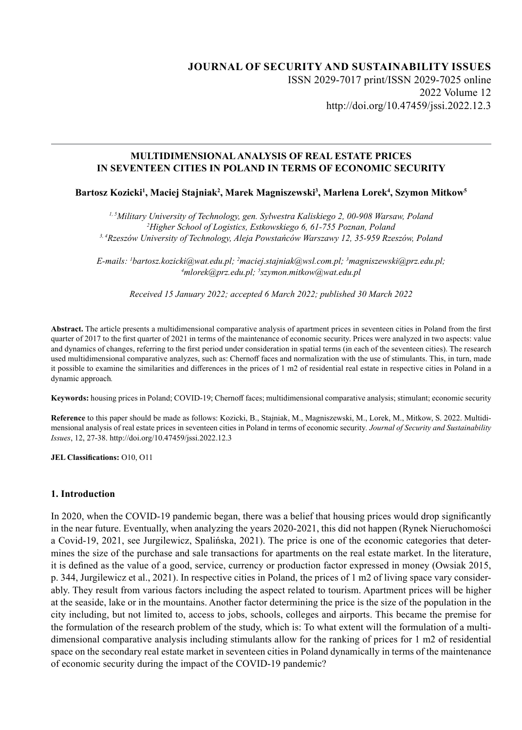JOURNAL OF SECURITY AND SUSTAINABILITY ISSUES
ISSN 2029-7017 print/ISSN 2029-7025 online
2022 Volume 12
http://doi.org/10.47459/jssi.2022.12.3

# MULTIDIMENSIONAL ANALYSIS OF REAL ESTATE PRICES IN SEVENTEEN CITIES IN POLAND IN TERMS OF ECONOMIC SECURITY

**Bartosz Kozicki[1], Maciej Stajniak[2], Marek Magniszewski[3], Marlena Lorek[4], Szymon Mitkow[5]**

*[1, 5]Military University of Technology, gen. Sylwestra Kaliskiego 2, 00-908 Warsaw, Poland*
*[2]Higher School of Logistics, Estkowskiego 6, 61-755 Poznan, Poland*
*[3, 4]Rzeszów University of Technology, Aleja Powstańców Warszawy 12, 35-959 Rzeszów, Poland*

*E-mails: [1]bartosz.kozicki@wat.edu.pl; [2]maciej.stajniak@wsl.com.pl; [3]magniszewski@prz.edu.pl; [4]mlorek@prz.edu.pl; [5]szymon.mitkow@wat.edu.pl*

*Received 15 January 2022; accepted 6 March 2022; published 30 March 2022*

**Abstract.** The article presents a multidimensional comparative analysis of apartment prices in seventeen cities in Poland from the first quarter of 2017 to the first quarter of 2021 in terms of the maintenance of economic security. Prices were analyzed in two aspects: value and dynamics of changes, referring to the first period under consideration in spatial terms (in each of the seventeen cities). The research used multidimensional comparative analyzes, such as: Chernoff faces and normalization with the use of stimulants. This, in turn, made it possible to examine the similarities and differences in the prices of 1 m2 of residential real estate in respective cities in Poland in a dynamic approach.

**Keywords:** housing prices in Poland; COVID-19; Chernoff faces; multidimensional comparative analysis; stimulant; economic security

**Reference** to this paper should be made as follows: Kozicki, B., Stajniak, M., Magniszewski, M., Lorek, M., Mitkow, S. 2022. Multidimensional analysis of real estate prices in seventeen cities in Poland in terms of economic security. *Journal of Security and Sustainability Issues*, 12, 27-38. http://doi.org/10.47459/jssi.2022.12.3

**JEL Classifications:** O10, O11

## 1. Introduction

In 2020, when the COVID-19 pandemic began, there was a belief that housing prices would drop significantly in the near future. Eventually, when analyzing the years 2020-2021, this did not happen (Rynek Nieruchomości a Covid-19, 2021, see Jurgilewicz, Spalińska, 2021). The price is one of the economic categories that determines the size of the purchase and sale transactions for apartments on the real estate market. In the literature, it is defined as the value of a good, service, currency or production factor expressed in money (Owsiak 2015, p. 344, Jurgilewicz et al., 2021). In respective cities in Poland, the prices of 1 m2 of living space vary considerably. They result from various factors including the aspect related to tourism. Apartment prices will be higher at the seaside, lake or in the mountains. Another factor determining the price is the size of the population in the city including, but not limited to, access to jobs, schools, colleges and airports. This became the premise for the formulation of the research problem of the study, which is: To what extent will the formulation of a multidimensional comparative analysis including stimulants allow for the ranking of prices for 1 m2 of residential space on the secondary real estate market in seventeen cities in Poland dynamically in terms of the maintenance of economic security during the impact of the COVID-19 pandemic?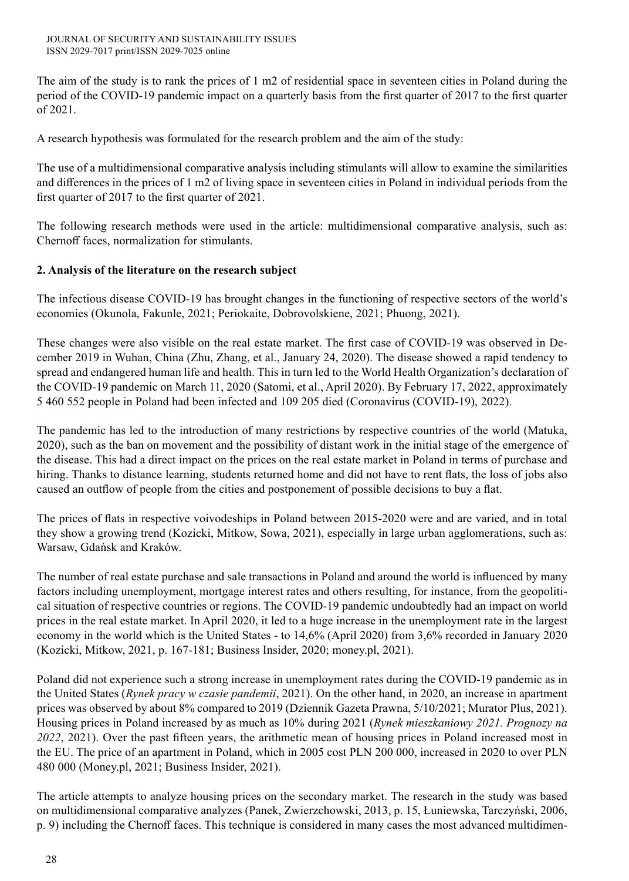The aim of the study is to rank the prices of 1 m2 of residential space in seventeen cities in Poland during the period of the COVID-19 pandemic impact on a quarterly basis from the first quarter of 2017 to the first quarter of 2021.

A research hypothesis was formulated for the research problem and the aim of the study:

The use of a multidimensional comparative analysis including stimulants will allow to examine the similarities and differences in the prices of 1 m2 of living space in seventeen cities in Poland in individual periods from the first quarter of 2017 to the first quarter of 2021.

The following research methods were used in the article: multidimensional comparative analysis, such as: Chernoff faces, normalization for stimulants.

## 2. Analysis of the literature on the research subject

The infectious disease COVID-19 has brought changes in the functioning of respective sectors of the world's economies (Okunola, Fakunle, 2021; Periokaite, Dobrovolskiene, 2021; Phuong, 2021).

These changes were also visible on the real estate market. The first case of COVID-19 was observed in December 2019 in Wuhan, China (Zhu, Zhang, et al., January 24, 2020). The disease showed a rapid tendency to spread and endangered human life and health. This in turn led to the World Health Organization's declaration of the COVID-19 pandemic on March 11, 2020 (Satomi, et al., April 2020). By February 17, 2022, approximately 5 460 552 people in Poland had been infected and 109 205 died (Coronavirus (COVID-19), 2022).

The pandemic has led to the introduction of many restrictions by respective countries of the world (Matuka, 2020), such as the ban on movement and the possibility of distant work in the initial stage of the emergence of the disease. This had a direct impact on the prices on the real estate market in Poland in terms of purchase and hiring. Thanks to distance learning, students returned home and did not have to rent flats, the loss of jobs also caused an outflow of people from the cities and postponement of possible decisions to buy a flat.

The prices of flats in respective voivodeships in Poland between 2015-2020 were and are varied, and in total they show a growing trend (Kozicki, Mitkow, Sowa, 2021), especially in large urban agglomerations, such as: Warsaw, Gdańsk and Kraków.

The number of real estate purchase and sale transactions in Poland and around the world is influenced by many factors including unemployment, mortgage interest rates and others resulting, for instance, from the geopolitical situation of respective countries or regions. The COVID-19 pandemic undoubtedly had an impact on world prices in the real estate market. In April 2020, it led to a huge increase in the unemployment rate in the largest economy in the world which is the United States - to 14,6% (April 2020) from 3,6% recorded in January 2020 (Kozicki, Mitkow, 2021, p. 167-181; Business Insider, 2020; money.pl, 2021).

Poland did not experience such a strong increase in unemployment rates during the COVID-19 pandemic as in the United States (*Rynek pracy w czasie pandemii*, 2021). On the other hand, in 2020, an increase in apartment prices was observed by about 8% compared to 2019 (Dziennik Gazeta Prawna, 5/10/2021; Murator Plus, 2021). Housing prices in Poland increased by as much as 10% during 2021 (*Rynek mieszkaniowy 2021. Prognozy na 2022*, 2021). Over the past fifteen years, the arithmetic mean of housing prices in Poland increased most in the EU. The price of an apartment in Poland, which in 2005 cost PLN 200 000, increased in 2020 to over PLN 480 000 (Money.pl, 2021; Business Insider, 2021).

The article attempts to analyze housing prices on the secondary market. The research in the study was based on multidimensional comparative analyzes (Panek, Zwierzchowski, 2013, p. 15, Łuniewska, Tarczyński, 2006, p. 9) including the Chernoff faces. This technique is considered in many cases the most advanced multidimen-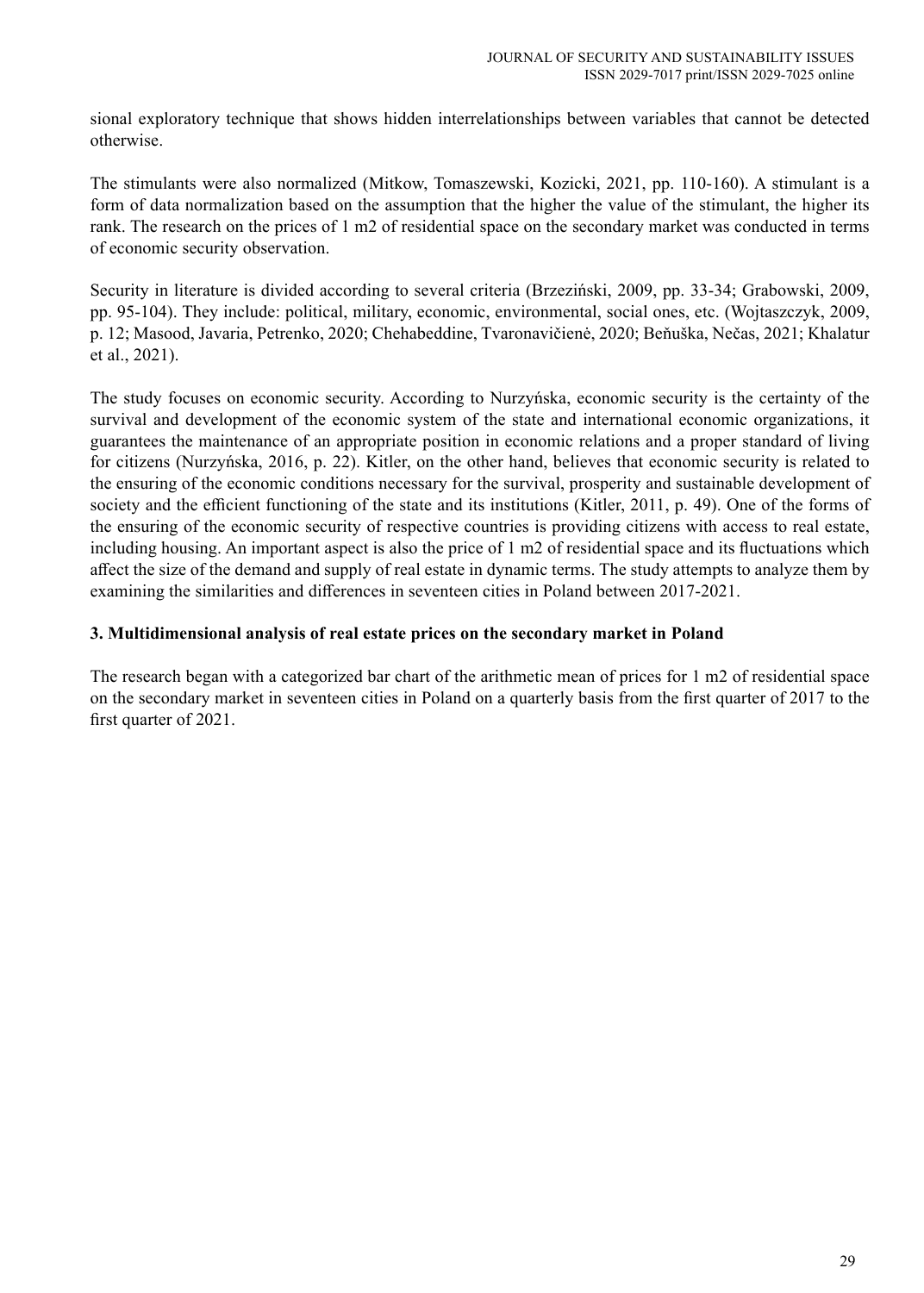sional exploratory technique that shows hidden interrelationships between variables that cannot be detected otherwise.

The stimulants were also normalized (Mitkow, Tomaszewski, Kozicki, 2021, pp. 110-160). A stimulant is a form of data normalization based on the assumption that the higher the value of the stimulant, the higher its rank. The research on the prices of 1 m2 of residential space on the secondary market was conducted in terms of economic security observation.

Security in literature is divided according to several criteria (Brzeziński, 2009, pp. 33-34; Grabowski, 2009, pp. 95-104). They include: political, military, economic, environmental, social ones, etc. (Wojtaszczyk, 2009, p. 12; Masood, Javaria, Petrenko, 2020; Chehabeddine, Tvaronavičienė, 2020; Beňuška, Nečas, 2021; Khalatur et al., 2021).

The study focuses on economic security. According to Nurzyńska, economic security is the certainty of the survival and development of the economic system of the state and international economic organizations, it guarantees the maintenance of an appropriate position in economic relations and a proper standard of living for citizens (Nurzyńska, 2016, p. 22). Kitler, on the other hand, believes that economic security is related to the ensuring of the economic conditions necessary for the survival, prosperity and sustainable development of society and the efficient functioning of the state and its institutions (Kitler, 2011, p. 49). One of the forms of the ensuring of the economic security of respective countries is providing citizens with access to real estate, including housing. An important aspect is also the price of 1 m2 of residential space and its fluctuations which affect the size of the demand and supply of real estate in dynamic terms. The study attempts to analyze them by examining the similarities and differences in seventeen cities in Poland between 2017-2021.

## 3. Multidimensional analysis of real estate prices on the secondary market in Poland

The research began with a categorized bar chart of the arithmetic mean of prices for 1 m2 of residential space on the secondary market in seventeen cities in Poland on a quarterly basis from the first quarter of 2017 to the first quarter of 2021.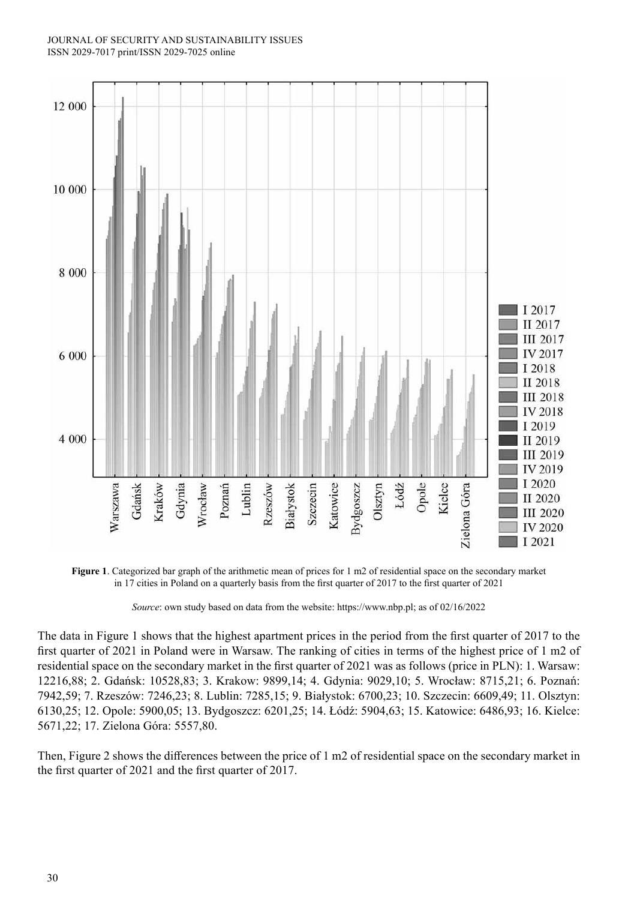**Figure 1**. Categorized bar graph of the arithmetic mean of prices for 1 m2 of residential space on the secondary market in 17 cities in Poland on a quarterly basis from the first quarter of 2017 to the first quarter of 2021

*Source*: own study based on data from the website: https://www.nbp.pl; as of 02/16/2022

The data in Figure 1 shows that the highest apartment prices in the period from the first quarter of 2017 to the first quarter of 2021 in Poland were in Warsaw. The ranking of cities in terms of the highest price of 1 m2 of residential space on the secondary market in the first quarter of 2021 was as follows (price in PLN): 1. Warsaw: 12216,88; 2. Gdańsk: 10528,83; 3. Krakow: 9899,14; 4. Gdynia: 9029,10; 5. Wrocław: 8715,21; 6. Poznań: 7942,59; 7. Rzeszów: 7246,23; 8. Lublin: 7285,15; 9. Białystok: 6700,23; 10. Szczecin: 6609,49; 11. Olsztyn: 6130,25; 12. Opole: 5900,05; 13. Bydgoszcz: 6201,25; 14. Łódź: 5904,63; 15. Katowice: 6486,93; 16. Kielce: 5671,22; 17. Zielona Góra: 5557,80.

Then, Figure 2 shows the differences between the price of 1 m2 of residential space on the secondary market in the first quarter of 2021 and the first quarter of 2017.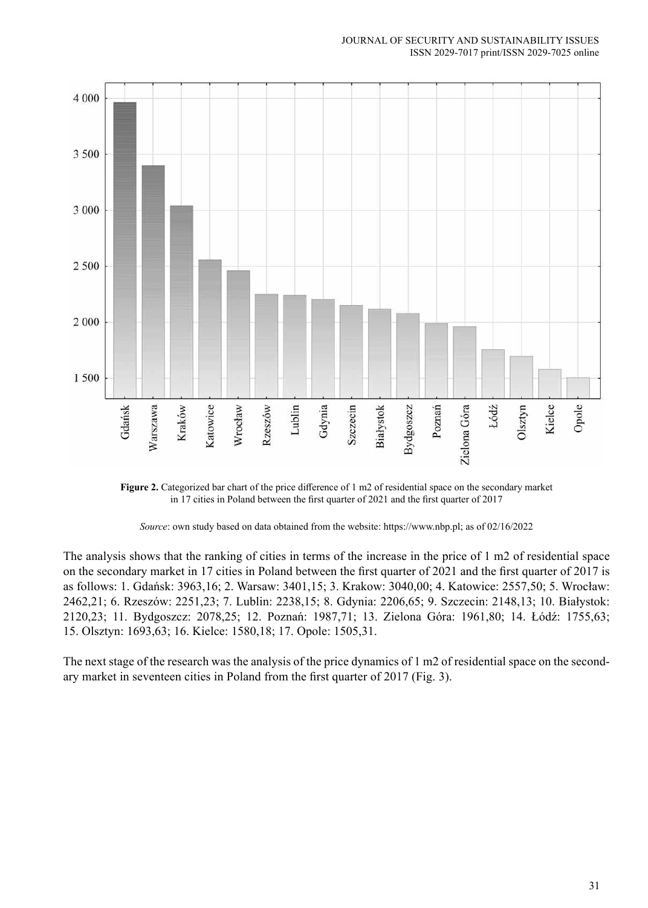**Figure 2.** Categorized bar chart of the price difference of 1 m2 of residential space on the secondary market in 17 cities in Poland between the first quarter of 2021 and the first quarter of 2017

*Source*: own study based on data obtained from the website: https://www.nbp.pl; as of 02/16/2022

The analysis shows that the ranking of cities in terms of the increase in the price of 1 m2 of residential space on the secondary market in 17 cities in Poland between the first quarter of 2021 and the first quarter of 2017 is as follows: 1. Gdańsk: 3963,16; 2. Warsaw: 3401,15; 3. Krakow: 3040,00; 4. Katowice: 2557,50; 5. Wrocław: 2462,21; 6. Rzeszów: 2251,23; 7. Lublin: 2238,15; 8. Gdynia: 2206,65; 9. Szczecin: 2148,13; 10. Białystok: 2120,23; 11. Bydgoszcz: 2078,25; 12. Poznań: 1987,71; 13. Zielona Góra: 1961,80; 14. Łódź: 1755,63; 15. Olsztyn: 1693,63; 16. Kielce: 1580,18; 17. Opole: 1505,31.

The next stage of the research was the analysis of the price dynamics of 1 m2 of residential space on the secondary market in seventeen cities in Poland from the first quarter of 2017 (Fig. 3).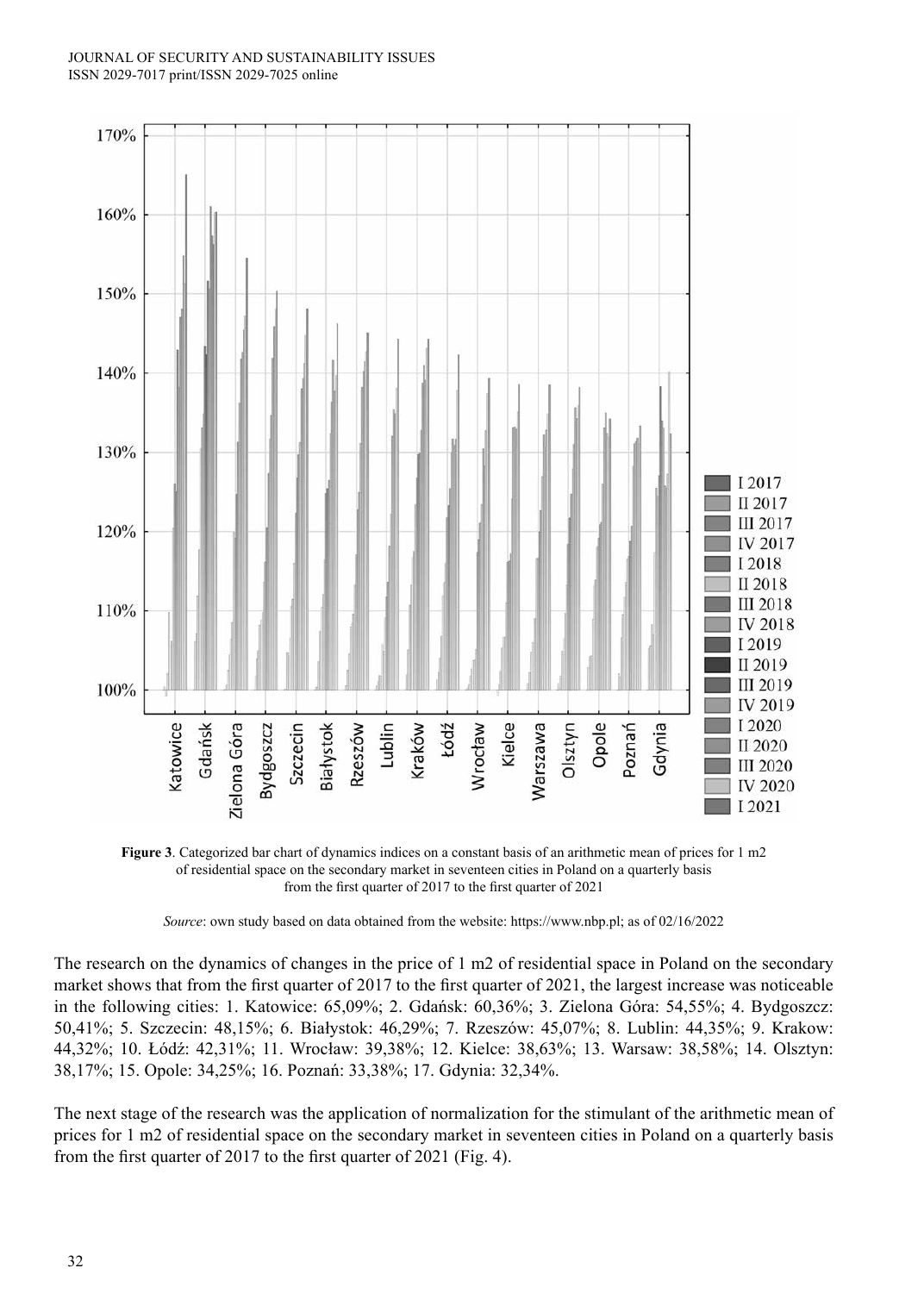**Figure 3**. Categorized bar chart of dynamics indices on a constant basis of an arithmetic mean of prices for 1 m2 of residential space on the secondary market in seventeen cities in Poland on a quarterly basis from the first quarter of 2017 to the first quarter of 2021

*Source*: own study based on data obtained from the website: https://www.nbp.pl; as of 02/16/2022

The research on the dynamics of changes in the price of 1 m2 of residential space in Poland on the secondary market shows that from the first quarter of 2017 to the first quarter of 2021, the largest increase was noticeable in the following cities: 1. Katowice: 65,09%; 2. Gdańsk: 60,36%; 3. Zielona Góra: 54,55%; 4. Bydgoszcz: 50,41%; 5. Szczecin: 48,15%; 6. Białystok: 46,29%; 7. Rzeszów: 45,07%; 8. Lublin: 44,35%; 9. Krakow: 44,32%; 10. Łódź: 42,31%; 11. Wrocław: 39,38%; 12. Kielce: 38,63%; 13. Warsaw: 38,58%; 14. Olsztyn: 38,17%; 15. Opole: 34,25%; 16. Poznań: 33,38%; 17. Gdynia: 32,34%.

The next stage of the research was the application of normalization for the stimulant of the arithmetic mean of prices for 1 m2 of residential space on the secondary market in seventeen cities in Poland on a quarterly basis from the first quarter of 2017 to the first quarter of 2021 (Fig. 4).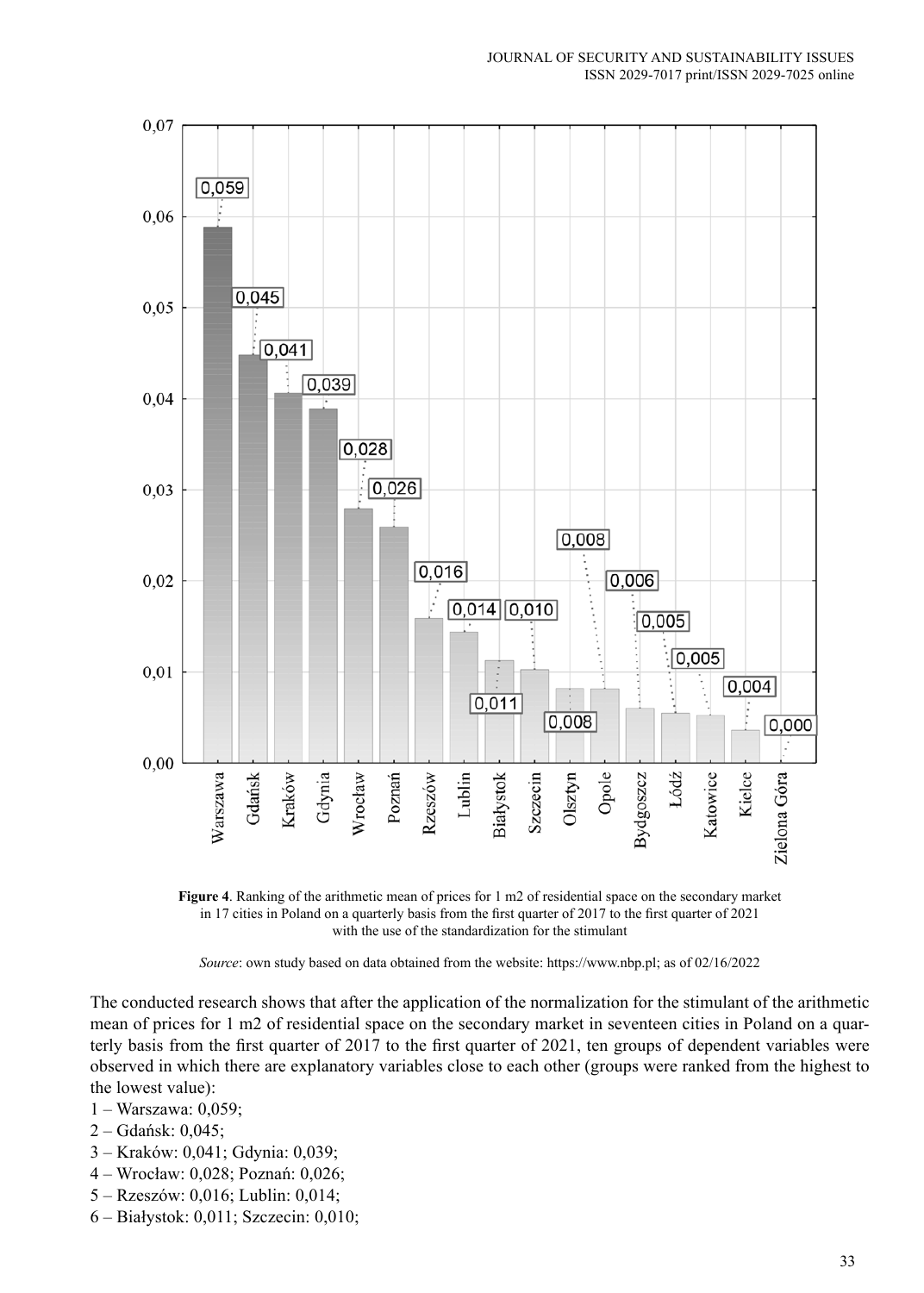**Figure 4**. Ranking of the arithmetic mean of prices for 1 m2 of residential space on the secondary market in 17 cities in Poland on a quarterly basis from the first quarter of 2017 to the first quarter of 2021 with the use of the standardization for the stimulant

*Source*: own study based on data obtained from the website: https://www.nbp.pl; as of 02/16/2022

The conducted research shows that after the application of the normalization for the stimulant of the arithmetic mean of prices for 1 m2 of residential space on the secondary market in seventeen cities in Poland on a quarterly basis from the first quarter of 2017 to the first quarter of 2021, ten groups of dependent variables were observed in which there are explanatory variables close to each other (groups were ranked from the highest to the lowest value):

1 – Warszawa: 0,059;
2 – Gdańsk: 0,045;
3 – Kraków: 0,041; Gdynia: 0,039;
4 – Wrocław: 0,028; Poznań: 0,026;
5 – Rzeszów: 0,016; Lublin: 0,014;
6 – Białystok: 0,011; Szczecin: 0,010;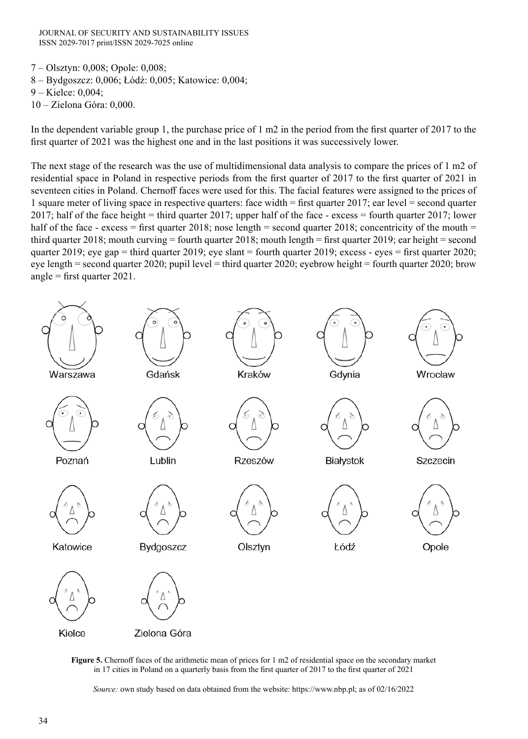7 – Olsztyn: 0,008; Opole: 0,008;
8 – Bydgoszcz: 0,006; Łódź: 0,005; Katowice: 0,004;
9 – Kielce: 0,004;
10 – Zielona Góra: 0,000.

In the dependent variable group 1, the purchase price of 1 m2 in the period from the first quarter of 2017 to the first quarter of 2021 was the highest one and in the last positions it was successively lower.

The next stage of the research was the use of multidimensional data analysis to compare the prices of 1 m2 of residential space in Poland in respective periods from the first quarter of 2017 to the first quarter of 2021 in seventeen cities in Poland. Chernoff faces were used for this. The facial features were assigned to the prices of 1 square meter of living space in respective quarters: face width = first quarter 2017; ear level = second quarter 2017; half of the face height = third quarter 2017; upper half of the face - excess = fourth quarter 2017; lower half of the face - excess = first quarter 2018; nose length = second quarter 2018; concentricity of the mouth = third quarter 2018; mouth curving = fourth quarter 2018; mouth length = first quarter 2019; ear height = second quarter 2019; eye gap = third quarter 2019; eye slant = fourth quarter 2019; excess - eyes = first quarter 2020; eye length = second quarter 2020; pupil level = third quarter 2020; eyebrow height = fourth quarter 2020; brow angle = first quarter 2021.

Warszawa, Gdańsk, Kraków, Gdynia, Wrocław, Poznań, Lublin, Rzeszów, Białystok, Szczecin, Katowice, Bydgoszcz, Olsztyn, Łódź, Opole, Kielce, Zielona Góra

**Figure 5.** Chernoff faces of the arithmetic mean of prices for 1 m2 of residential space on the secondary market in 17 cities in Poland on a quarterly basis from the first quarter of 2017 to the first quarter of 2021

*Source:* own study based on data obtained from the website: https://www.nbp.pl; as of 02/16/2022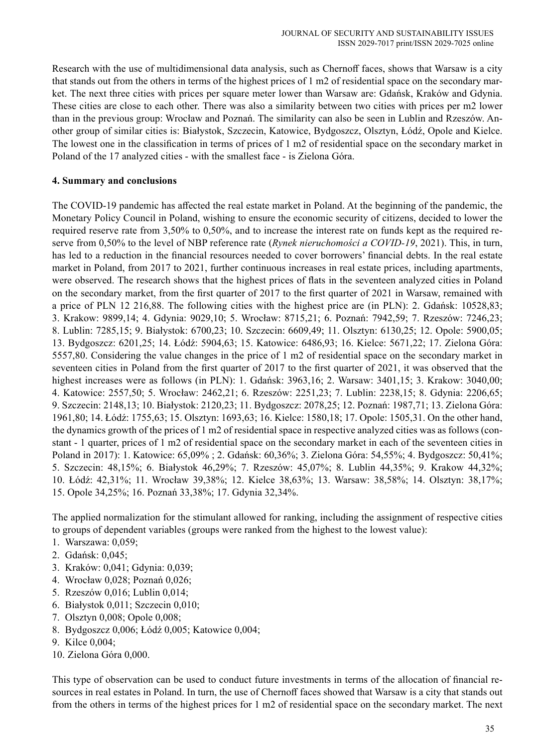Research with the use of multidimensional data analysis, such as Chernoff faces, shows that Warsaw is a city that stands out from the others in terms of the highest prices of 1 m2 of residential space on the secondary market. The next three cities with prices per square meter lower than Warsaw are: Gdańsk, Kraków and Gdynia. These cities are close to each other. There was also a similarity between two cities with prices per m2 lower than in the previous group: Wrocław and Poznań. The similarity can also be seen in Lublin and Rzeszów. Another group of similar cities is: Białystok, Szczecin, Katowice, Bydgoszcz, Olsztyn, Łódź, Opole and Kielce. The lowest one in the classification in terms of prices of 1 m2 of residential space on the secondary market in Poland of the 17 analyzed cities - with the smallest face - is Zielona Góra.

**4. Summary and conclusions**

The COVID-19 pandemic has affected the real estate market in Poland. At the beginning of the pandemic, the Monetary Policy Council in Poland, wishing to ensure the economic security of citizens, decided to lower the required reserve rate from 3,50% to 0,50%, and to increase the interest rate on funds kept as the required reserve from 0,50% to the level of NBP reference rate (*Rynek nieruchomości a COVID-19*, 2021). This, in turn, has led to a reduction in the financial resources needed to cover borrowers' financial debts. In the real estate market in Poland, from 2017 to 2021, further continuous increases in real estate prices, including apartments, were observed. The research shows that the highest prices of flats in the seventeen analyzed cities in Poland on the secondary market, from the first quarter of 2017 to the first quarter of 2021 in Warsaw, remained with a price of PLN 12 216,88. The following cities with the highest price are (in PLN): 2. Gdańsk: 10528,83; 3. Krakow: 9899,14; 4. Gdynia: 9029,10; 5. Wrocław: 8715,21; 6. Poznań: 7942,59; 7. Rzeszów: 7246,23; 8. Lublin: 7285,15; 9. Białystok: 6700,23; 10. Szczecin: 6609,49; 11. Olsztyn: 6130,25; 12. Opole: 5900,05; 13. Bydgoszcz: 6201,25; 14. Łódź: 5904,63; 15. Katowice: 6486,93; 16. Kielce: 5671,22; 17. Zielona Góra: 5557,80. Considering the value changes in the price of 1 m2 of residential space on the secondary market in seventeen cities in Poland from the first quarter of 2017 to the first quarter of 2021, it was observed that the highest increases were as follows (in PLN): 1. Gdańsk: 3963,16; 2. Warsaw: 3401,15; 3. Krakow: 3040,00; 4. Katowice: 2557,50; 5. Wrocław: 2462,21; 6. Rzeszów: 2251,23; 7. Lublin: 2238,15; 8. Gdynia: 2206,65; 9. Szczecin: 2148,13; 10. Białystok: 2120,23; 11. Bydgoszcz: 2078,25; 12. Poznań: 1987,71; 13. Zielona Góra: 1961,80; 14. Łódź: 1755,63; 15. Olsztyn: 1693,63; 16. Kielce: 1580,18; 17. Opole: 1505,31. On the other hand, the dynamics growth of the prices of 1 m2 of residential space in respective analyzed cities was as follows (constant - 1 quarter, prices of 1 m2 of residential space on the secondary market in each of the seventeen cities in Poland in 2017): 1. Katowice: 65,09% ; 2. Gdańsk: 60,36%; 3. Zielona Góra: 54,55%; 4. Bydgoszcz: 50,41%; 5. Szczecin: 48,15%; 6. Białystok 46,29%; 7. Rzeszów: 45,07%; 8. Lublin 44,35%; 9. Krakow 44,32%; 10. Łódź: 42,31%; 11. Wrocław 39,38%; 12. Kielce 38,63%; 13. Warsaw: 38,58%; 14. Olsztyn: 38,17%; 15. Opole 34,25%; 16. Poznań 33,38%; 17. Gdynia 32,34%.

The applied normalization for the stimulant allowed for ranking, including the assignment of respective cities to groups of dependent variables (groups were ranked from the highest to the lowest value):

1. Warszawa: 0,059;
2. Gdańsk: 0,045;
3. Kraków: 0,041; Gdynia: 0,039;
4. Wrocław 0,028; Poznań 0,026;
5. Rzeszów 0,016; Lublin 0,014;
6. Białystok 0,011; Szczecin 0,010;
7. Olsztyn 0,008; Opole 0,008;
8. Bydgoszcz 0,006; Łódź 0,005; Katowice 0,004;
9. Kilce 0,004;
10. Zielona Góra 0,000.

This type of observation can be used to conduct future investments in terms of the allocation of financial resources in real estates in Poland. In turn, the use of Chernoff faces showed that Warsaw is a city that stands out from the others in terms of the highest prices for 1 m2 of residential space on the secondary market. The next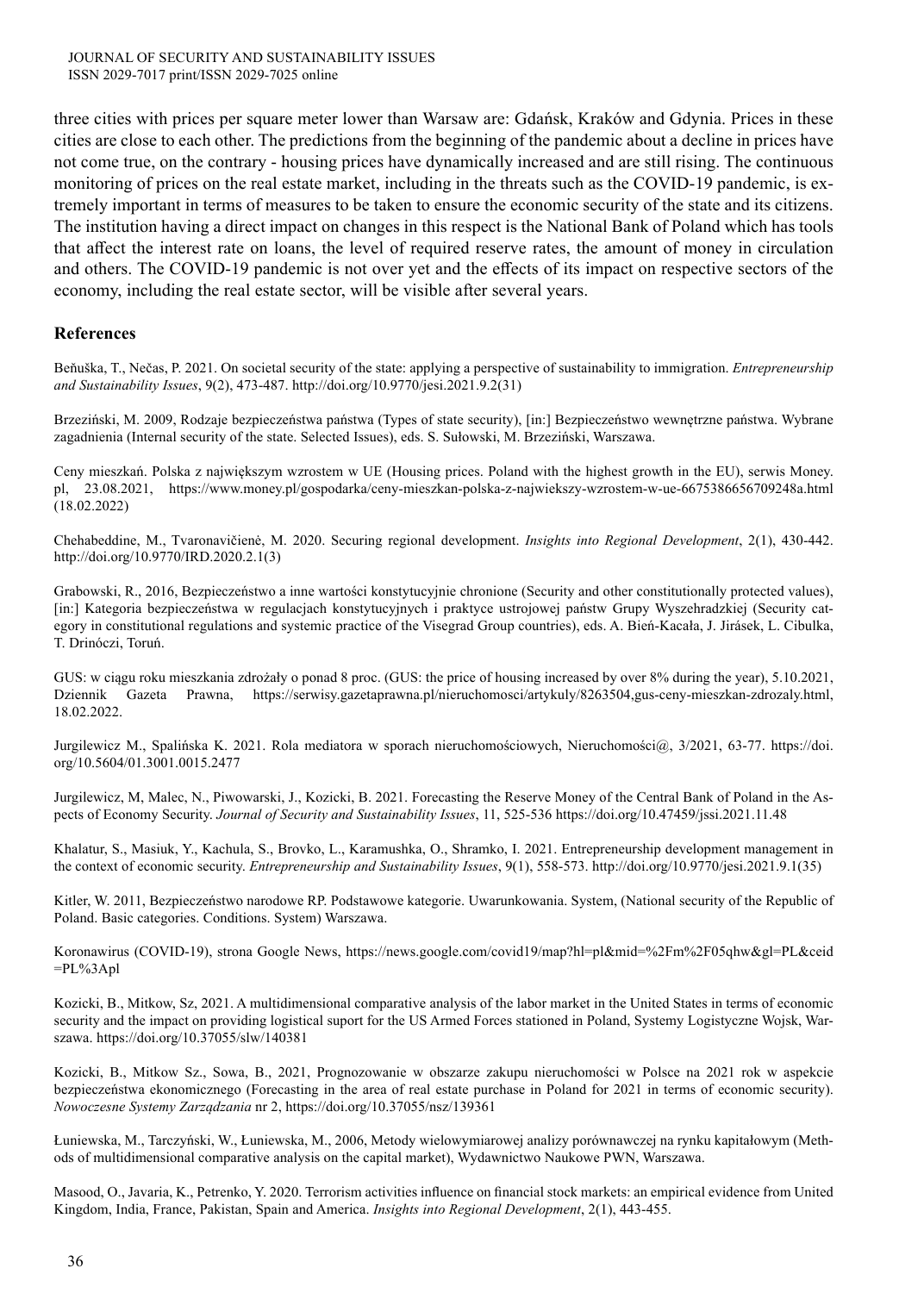three cities with prices per square meter lower than Warsaw are: Gdańsk, Kraków and Gdynia. Prices in these cities are close to each other. The predictions from the beginning of the pandemic about a decline in prices have not come true, on the contrary - housing prices have dynamically increased and are still rising. The continuous monitoring of prices on the real estate market, including in the threats such as the COVID-19 pandemic, is extremely important in terms of measures to be taken to ensure the economic security of the state and its citizens. The institution having a direct impact on changes in this respect is the National Bank of Poland which has tools that affect the interest rate on loans, the level of required reserve rates, the amount of money in circulation and others. The COVID-19 pandemic is not over yet and the effects of its impact on respective sectors of the economy, including the real estate sector, will be visible after several years.

## References

Beňuška, T., Nečas, P. 2021. On societal security of the state: applying a perspective of sustainability to immigration. *Entrepreneurship and Sustainability Issues*, 9(2), 473-487. http://doi.org/10.9770/jesi.2021.9.2(31)

Brzeziński, M. 2009, Rodzaje bezpieczeństwa państwa (Types of state security), [in:] Bezpieczeństwo wewnętrzne państwa. Wybrane zagadnienia (Internal security of the state. Selected Issues), eds. S. Sułowski, M. Brzeziński, Warszawa.

Ceny mieszkań. Polska z największym wzrostem w UE (Housing prices. Poland with the highest growth in the EU), serwis Money.pl, 23.08.2021, https://www.money.pl/gospodarka/ceny-mieszkan-polska-z-najwiekszy-wzrostem-w-ue-6675386656709248a.html (18.02.2022)

Chehabeddine, M., Tvaronavičienė, M. 2020. Securing regional development. *Insights into Regional Development*, 2(1), 430-442. http://doi.org/10.9770/IRD.2020.2.1(3)

Grabowski, R., 2016, Bezpieczeństwo a inne wartości konstytucyjnie chronione (Security and other constitutionally protected values), [in:] Kategoria bezpieczeństwa w regulacjach konstytucyjnych i praktyce ustrojowej państw Grupy Wyszehradzkiej (Security category in constitutional regulations and systemic practice of the Visegrad Group countries), eds. A. Bień-Kacała, J. Jirásek, L. Cibulka, T. Drinóczi, Toruń.

GUS: w ciągu roku mieszkania zdrożały o ponad 8 proc. (GUS: the price of housing increased by over 8% during the year), 5.10.2021, Dziennik Gazeta Prawna, https://serwisy.gazetaprawna.pl/nieruchomosci/artykuly/8263504,gus-ceny-mieszkan-zdrozaly.html, 18.02.2022.

Jurgilewicz M., Spalińska K. 2021. Rola mediatora w sporach nieruchomościowych, Nieruchomości@, 3/2021, 63-77. https://doi.org/10.5604/01.3001.0015.2477

Jurgilewicz, M, Malec, N., Piwowarski, J., Kozicki, B. 2021. Forecasting the Reserve Money of the Central Bank of Poland in the Aspects of Economy Security. *Journal of Security and Sustainability Issues*, 11, 525-536 https://doi.org/10.47459/jssi.2021.11.48

Khalatur, S., Masiuk, Y., Kachula, S., Brovko, L., Karamushka, O., Shramko, I. 2021. Entrepreneurship development management in the context of economic security. *Entrepreneurship and Sustainability Issues*, 9(1), 558-573. http://doi.org/10.9770/jesi.2021.9.1(35)

Kitler, W. 2011, Bezpieczeństwo narodowe RP. Podstawowe kategorie. Uwarunkowania. System, (National security of the Republic of Poland. Basic categories. Conditions. System) Warszawa.

Koronawirus (COVID-19), strona Google News, https://news.google.com/covid19/map?hl=pl&mid=%2Fm%2F05qhw&gl=PL&ceid=PL%3Apl

Kozicki, B., Mitkow, Sz, 2021. A multidimensional comparative analysis of the labor market in the United States in terms of economic security and the impact on providing logistical suport for the US Armed Forces stationed in Poland, Systemy Logistyczne Wojsk, Warszawa. https://doi.org/10.37055/slw/140381

Kozicki, B., Mitkow Sz., Sowa, B., 2021, Prognozowanie w obszarze zakupu nieruchomości w Polsce na 2021 rok w aspekcie bezpieczeństwa ekonomicznego (Forecasting in the area of real estate purchase in Poland for 2021 in terms of economic security). *Nowoczesne Systemy Zarządzania* nr 2, https://doi.org/10.37055/nsz/139361

Łuniewska, M., Tarczyński, W., Łuniewska, M., 2006, Metody wielowymiarowej analizy porównawczej na rynku kapitałowym (Methods of multidimensional comparative analysis on the capital market), Wydawnictwo Naukowe PWN, Warszawa.

Masood, O., Javaria, K., Petrenko, Y. 2020. Terrorism activities influence on financial stock markets: an empirical evidence from United Kingdom, India, France, Pakistan, Spain and America. *Insights into Regional Development*, 2(1), 443-455.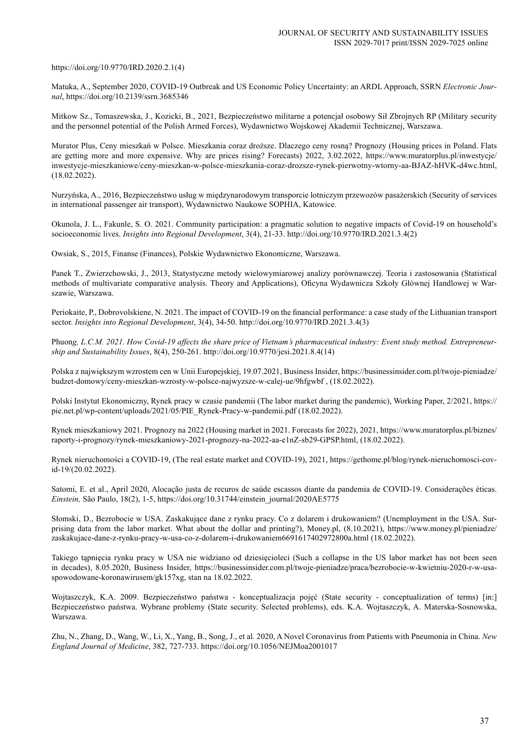https://doi.org/10.9770/IRD.2020.2.1(4)

Matuka, A., September 2020, COVID-19 Outbreak and US Economic Policy Uncertainty: an ARDL Approach, SSRN *Electronic Journal*, https://doi.org/10.2139/ssrn.3685346

Mitkow Sz., Tomaszewska, J., Kozicki, B., 2021, Bezpieczeństwo militarne a potencjał osobowy Sił Zbrojnych RP (Military security and the personnel potential of the Polish Armed Forces), Wydawnictwo Wojskowej Akademii Technicznej, Warszawa.

Murator Plus, Ceny mieszkań w Polsce. Mieszkania coraz droższe. Dlaczego ceny rosną? Prognozy (Housing prices in Poland. Flats are getting more and more expensive. Why are prices rising? Forecasts) 2022, 3.02.2022, https://www.muratorplus.pl/inwestycje/inwestycje-mieszkaniowe/ceny-mieszkan-w-polsce-mieszkania-coraz-drozsze-rynek-pierwotny-wtorny-aa-BJAZ-hHVK-d4wc.html, (18.02.2022).

Nurzyńska, A., 2016, Bezpieczeństwo usług w międzynarodowym transporcie lotniczym przewozów pasażerskich (Security of services in international passenger air transport), Wydawnictwo Naukowe SOPHIA, Katowice.

Okunola, J. L., Fakunle, S. O. 2021. Community participation: a pragmatic solution to negative impacts of Covid-19 on household's socioeconomic lives. *Insights into Regional Development*, 3(4), 21-33. http://doi.org/10.9770/IRD.2021.3.4(2)

Owsiak, S., 2015, Finanse (Finances), Polskie Wydawnictwo Ekonomiczne, Warszawa.

Panek T., Zwierzchowski, J., 2013, Statystyczne metody wielowymiarowej analizy porównawczej. Teoria i zastosowania (Statistical methods of multivariate comparative analysis. Theory and Applications), Oficyna Wydawnicza Szkoły Głównej Handlowej w Warszawie, Warszawa.

Periokaite, P., Dobrovolskiene, N. 2021. The impact of COVID-19 on the financial performance: a case study of the Lithuanian transport sector. *Insights into Regional Development*, 3(4), 34-50. http://doi.org/10.9770/IRD.2021.3.4(3)

Phuong, *L.C.M. 2021. How Covid-19 affects the share price of Vietnam's pharmaceutical industry: Event study method. Entrepreneurship and Sustainability Issues*, 8(4), 250-261. http://doi.org/10.9770/jesi.2021.8.4(14)

Polska z największym wzrostem cen w Unii Europejskiej, 19.07.2021, Business Insider, https://businessinsider.com.pl/twoje-pieniadze/budzet-domowy/ceny-mieszkan-wzrosty-w-polsce-najwyzsze-w-calej-ue/9hfgwbf , (18.02.2022).

Polski Instytut Ekonomiczny, Rynek pracy w czasie pandemii (The labor market during the pandemic), Working Paper, 2/2021, https://pie.net.pl/wp-content/uploads/2021/05/PIE_Rynek-Pracy-w-pandemii.pdf (18.02.2022).

Rynek mieszkaniowy 2021. Prognozy na 2022 (Housing market in 2021. Forecasts for 2022), 2021, https://www.muratorplus.pl/biznes/raporty-i-prognozy/rynek-mieszkaniowy-2021-prognozy-na-2022-aa-e1nZ-sb29-GPSP.html, (18.02.2022).

Rynek nieruchomości a COVID-19, (The real estate market and COVID-19), 2021, https://gethome.pl/blog/rynek-nieruchomosci-covid-19/(20.02.2022).

Satomi, E. et al., April 2020, Alocação justa de recuros de saúde escassos diante da pandemia de COVID-19. Considerações éticas. *Einstein,* São Paulo, 18(2), 1-5, https://doi.org/10.31744/einstein_journal/2020AE5775

Słomski, D., Bezrobocie w USA. Zaskakujące dane z rynku pracy. Co z dolarem i drukowaniem? (Unemployment in the USA. Surprising data from the labor market. What about the dollar and printing?), Money.pl, (8.10.2021), https://www.money.pl/pieniadze/zaskakujace-dane-z-rynku-pracy-w-usa-co-z-dolarem-i-drukowaniem6691617402972800a.html (18.02.2022).

Takiego tąpnięcia rynku pracy w USA nie widziano od dziesięcioleci (Such a collapse in the US labor market has not been seen in decades), 8.05.2020, Business Insider, https://businessinsider.com.pl/twoje-pieniadze/praca/bezrobocie-w-kwietniu-2020-r-w-usa-spowodowane-koronawirusem/gk157xg, stan na 18.02.2022.

Wojtaszczyk, K.A. 2009. Bezpieczeństwo państwa - konceptualizacja pojęć (State security - conceptualization of terms) [in:] Bezpieczeństwo państwa. Wybrane problemy (State security. Selected problems), eds. K.A. Wojtaszczyk, A. Materska-Sosnowska, Warszawa.

Zhu, N., Zhang, D., Wang, W., Li, X., Yang, B., Song, J., et al. 2020, A Novel Coronavirus from Patients with Pneumonia in China. *New England Journal of Medicine*, 382, 727-733. https://doi.org/10.1056/NEJMoa2001017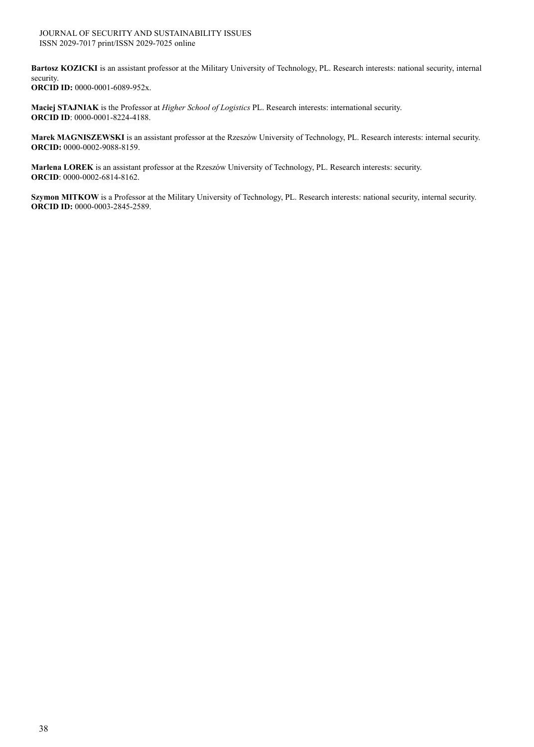**Bartosz KOZICKI** is an assistant professor at the Military University of Technology, PL. Research interests: national security, internal security.
**ORCID ID:** 0000-0001-6089-952x.

**Maciej STAJNIAK** is the Professor at *Higher School of Logistics* PL. Research interests: international security.
**ORCID ID**: 0000-0001-8224-4188.

**Marek MAGNISZEWSKI** is an assistant professor at the Rzeszów University of Technology, PL. Research interests: internal security.
**ORCID:** 0000-0002-9088-8159.

**Marlena LOREK** is an assistant professor at the Rzeszów University of Technology, PL. Research interests: security.
**ORCID**: 0000-0002-6814-8162.

**Szymon MITKOW** is a Professor at the Military University of Technology, PL. Research interests: national security, internal security.
**ORCID ID:** 0000-0003-2845-2589.